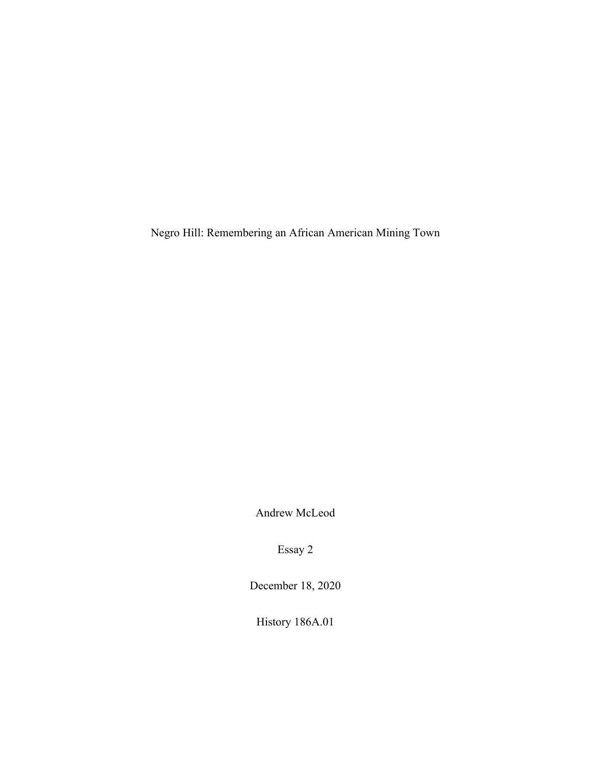# Negro Hill: Remembering an African American Mining Town

Andrew McLeod

Essay 2

December 18, 2020

History 186A.01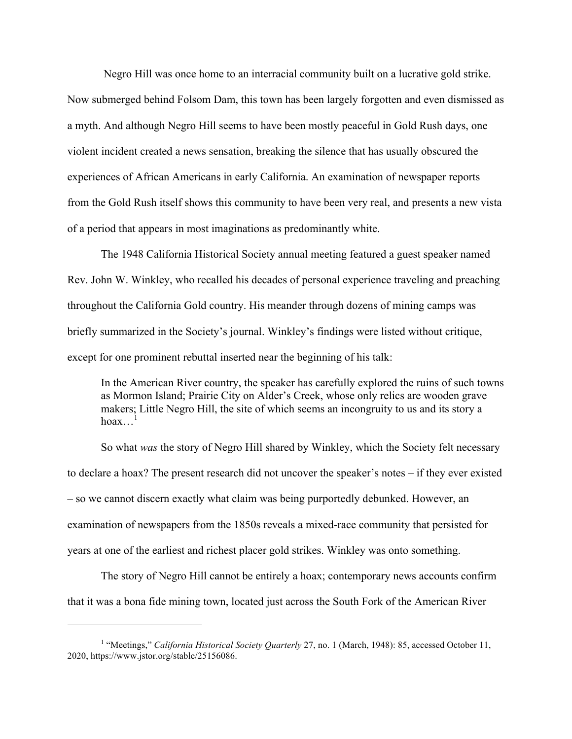Negro Hill was once home to an interracial community built on a lucrative gold strike. Now submerged behind Folsom Dam, this town has been largely forgotten and even dismissed as a myth. And although Negro Hill seems to have been mostly peaceful in Gold Rush days, one violent incident created a news sensation, breaking the silence that has usually obscured the experiences of African Americans in early California. An examination of newspaper reports from the Gold Rush itself shows this community to have been very real, and presents a new vista of a period that appears in most imaginations as predominantly white.

The 1948 California Historical Society annual meeting featured a guest speaker named Rev. John W. Winkley, who recalled his decades of personal experience traveling and preaching throughout the California Gold country. His meander through dozens of mining camps was briefly summarized in the Society's journal. Winkley's findings were listed without critique, except for one prominent rebuttal inserted near the beginning of his talk:

> In the American River country, the speaker has carefully explored the ruins of such towns as Mormon Island; Prairie City on Alder's Creek, whose only relics are wooden grave makers; Little Negro Hill, the site of which seems an incongruity to us and its story a hoax…[1]

So what *was* the story of Negro Hill shared by Winkley, which the Society felt necessary to declare a hoax? The present research did not uncover the speaker's notes – if they ever existed – so we cannot discern exactly what claim was being purportedly debunked. However, an examination of newspapers from the 1850s reveals a mixed-race community that persisted for years at one of the earliest and richest placer gold strikes. Winkley was onto something.

The story of Negro Hill cannot be entirely a hoax; contemporary news accounts confirm that it was a bona fide mining town, located just across the South Fork of the American River

---

[1] "Meetings," *California Historical Society Quarterly* 27, no. 1 (March, 1948): 85, accessed October 11, 2020, https://www.jstor.org/stable/25156086.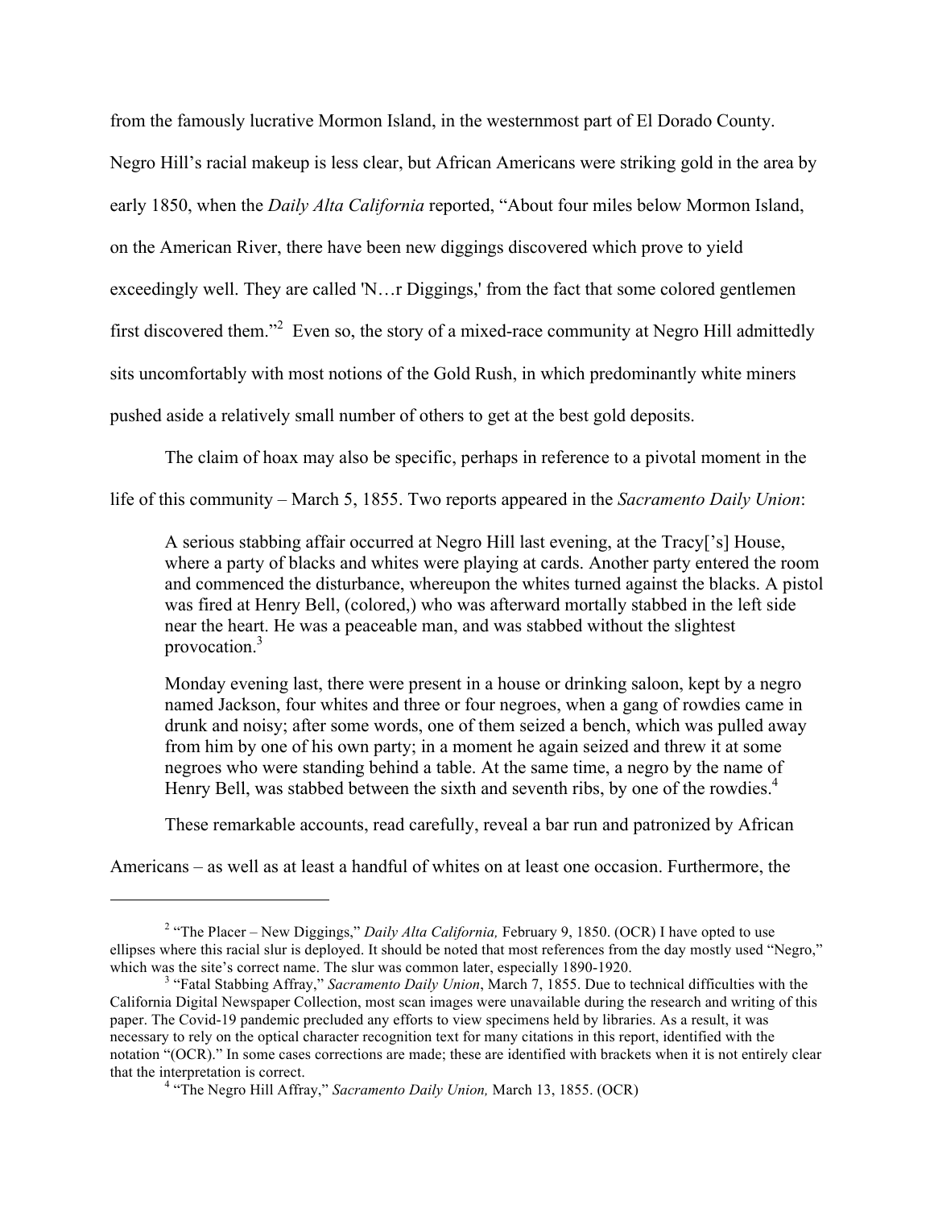from the famously lucrative Mormon Island, in the westernmost part of El Dorado County. Negro Hill's racial makeup is less clear, but African Americans were striking gold in the area by early 1850, when the *Daily Alta California* reported, "About four miles below Mormon Island, on the American River, there have been new diggings discovered which prove to yield exceedingly well. They are called 'N…r Diggings,' from the fact that some colored gentlemen first discovered them."[2] Even so, the story of a mixed-race community at Negro Hill admittedly sits uncomfortably with most notions of the Gold Rush, in which predominantly white miners pushed aside a relatively small number of others to get at the best gold deposits.

The claim of hoax may also be specific, perhaps in reference to a pivotal moment in the life of this community – March 5, 1855. Two reports appeared in the *Sacramento Daily Union*:

> A serious stabbing affair occurred at Negro Hill last evening, at the Tracy['s] House, where a party of blacks and whites were playing at cards. Another party entered the room and commenced the disturbance, whereupon the whites turned against the blacks. A pistol was fired at Henry Bell, (colored,) who was afterward mortally stabbed in the left side near the heart. He was a peaceable man, and was stabbed without the slightest provocation.[3]

> Monday evening last, there were present in a house or drinking saloon, kept by a negro named Jackson, four whites and three or four negroes, when a gang of rowdies came in drunk and noisy; after some words, one of them seized a bench, which was pulled away from him by one of his own party; in a moment he again seized and threw it at some negroes who were standing behind a table. At the same time, a negro by the name of Henry Bell, was stabbed between the sixth and seventh ribs, by one of the rowdies.[4]

These remarkable accounts, read carefully, reveal a bar run and patronized by African Americans – as well as at least a handful of whites on at least one occasion. Furthermore, the

---

[2] "The Placer – New Diggings," *Daily Alta California,* February 9, 1850. (OCR) I have opted to use ellipses where this racial slur is deployed. It should be noted that most references from the day mostly used "Negro," which was the site's correct name. The slur was common later, especially 1890-1920.

[3] "Fatal Stabbing Affray," *Sacramento Daily Union*, March 7, 1855. Due to technical difficulties with the California Digital Newspaper Collection, most scan images were unavailable during the research and writing of this paper. The Covid-19 pandemic precluded any efforts to view specimens held by libraries. As a result, it was necessary to rely on the optical character recognition text for many citations in this report, identified with the notation "(OCR)." In some cases corrections are made; these are identified with brackets when it is not entirely clear that the interpretation is correct.

[4] "The Negro Hill Affray," *Sacramento Daily Union,* March 13, 1855. (OCR)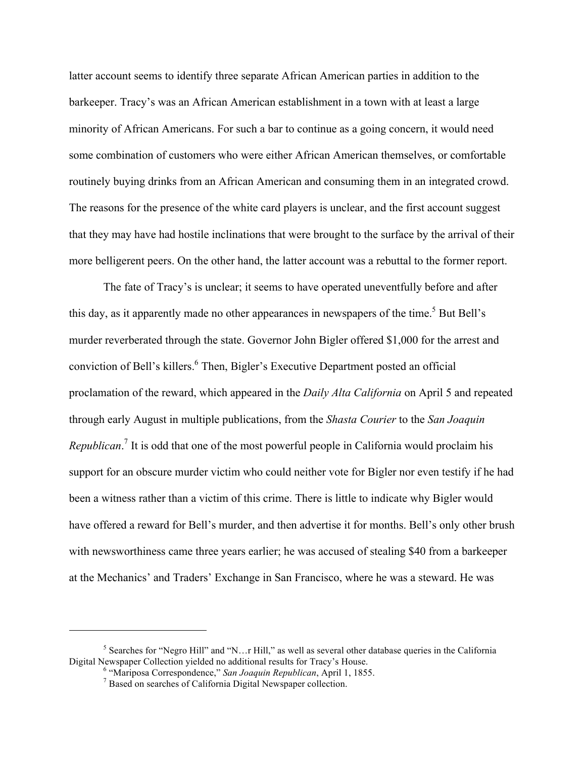latter account seems to identify three separate African American parties in addition to the barkeeper. Tracy's was an African American establishment in a town with at least a large minority of African Americans. For such a bar to continue as a going concern, it would need some combination of customers who were either African American themselves, or comfortable routinely buying drinks from an African American and consuming them in an integrated crowd. The reasons for the presence of the white card players is unclear, and the first account suggest that they may have had hostile inclinations that were brought to the surface by the arrival of their more belligerent peers. On the other hand, the latter account was a rebuttal to the former report.

The fate of Tracy's is unclear; it seems to have operated uneventfully before and after this day, as it apparently made no other appearances in newspapers of the time.[5] But Bell's murder reverberated through the state. Governor John Bigler offered $1,000 for the arrest and conviction of Bell's killers.[6] Then, Bigler's Executive Department posted an official proclamation of the reward, which appeared in the *Daily Alta California* on April 5 and repeated through early August in multiple publications, from the *Shasta Courier* to the *San Joaquin Republican*.[7] It is odd that one of the most powerful people in California would proclaim his support for an obscure murder victim who could neither vote for Bigler nor even testify if he had been a witness rather than a victim of this crime. There is little to indicate why Bigler would have offered a reward for Bell's murder, and then advertise it for months. Bell's only other brush with newsworthiness came three years earlier; he was accused of stealing $40 from a barkeeper at the Mechanics' and Traders' Exchange in San Francisco, where he was a steward. He was

---

[5] Searches for "Negro Hill" and "N…r Hill," as well as several other database queries in the California Digital Newspaper Collection yielded no additional results for Tracy's House.

[6] "Mariposa Correspondence," *San Joaquin Republican*, April 1, 1855.

[7] Based on searches of California Digital Newspaper collection.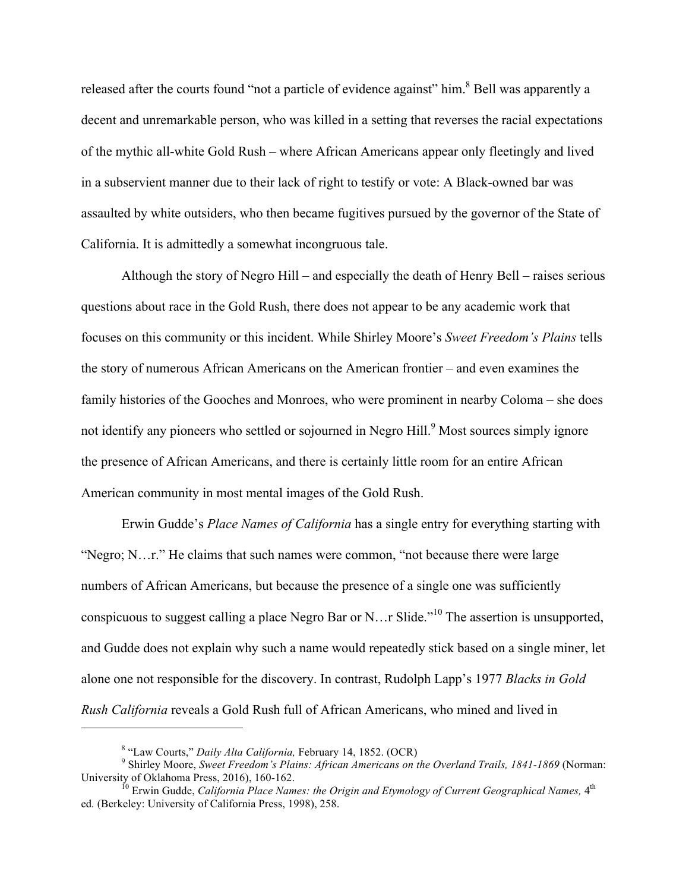released after the courts found "not a particle of evidence against" him.[8] Bell was apparently a decent and unremarkable person, who was killed in a setting that reverses the racial expectations of the mythic all-white Gold Rush – where African Americans appear only fleetingly and lived in a subservient manner due to their lack of right to testify or vote: A Black-owned bar was assaulted by white outsiders, who then became fugitives pursued by the governor of the State of California. It is admittedly a somewhat incongruous tale.

Although the story of Negro Hill – and especially the death of Henry Bell – raises serious questions about race in the Gold Rush, there does not appear to be any academic work that focuses on this community or this incident. While Shirley Moore's *Sweet Freedom's Plains* tells the story of numerous African Americans on the American frontier – and even examines the family histories of the Gooches and Monroes, who were prominent in nearby Coloma – she does not identify any pioneers who settled or sojourned in Negro Hill.[9] Most sources simply ignore the presence of African Americans, and there is certainly little room for an entire African American community in most mental images of the Gold Rush.

Erwin Gudde's *Place Names of California* has a single entry for everything starting with "Negro; N…r." He claims that such names were common, "not because there were large numbers of African Americans, but because the presence of a single one was sufficiently conspicuous to suggest calling a place Negro Bar or N…r Slide."[10] The assertion is unsupported, and Gudde does not explain why such a name would repeatedly stick based on a single miner, let alone one not responsible for the discovery. In contrast, Rudolph Lapp's 1977 *Blacks in Gold Rush California* reveals a Gold Rush full of African Americans, who mined and lived in

---

[8] "Law Courts," *Daily Alta California,* February 14, 1852. (OCR)

[9] Shirley Moore, *Sweet Freedom's Plains: African Americans on the Overland Trails, 1841-1869* (Norman: University of Oklahoma Press, 2016), 160-162.

[10] Erwin Gudde, *California Place Names: the Origin and Etymology of Current Geographical Names,* 4th ed. (Berkeley: University of California Press, 1998), 258.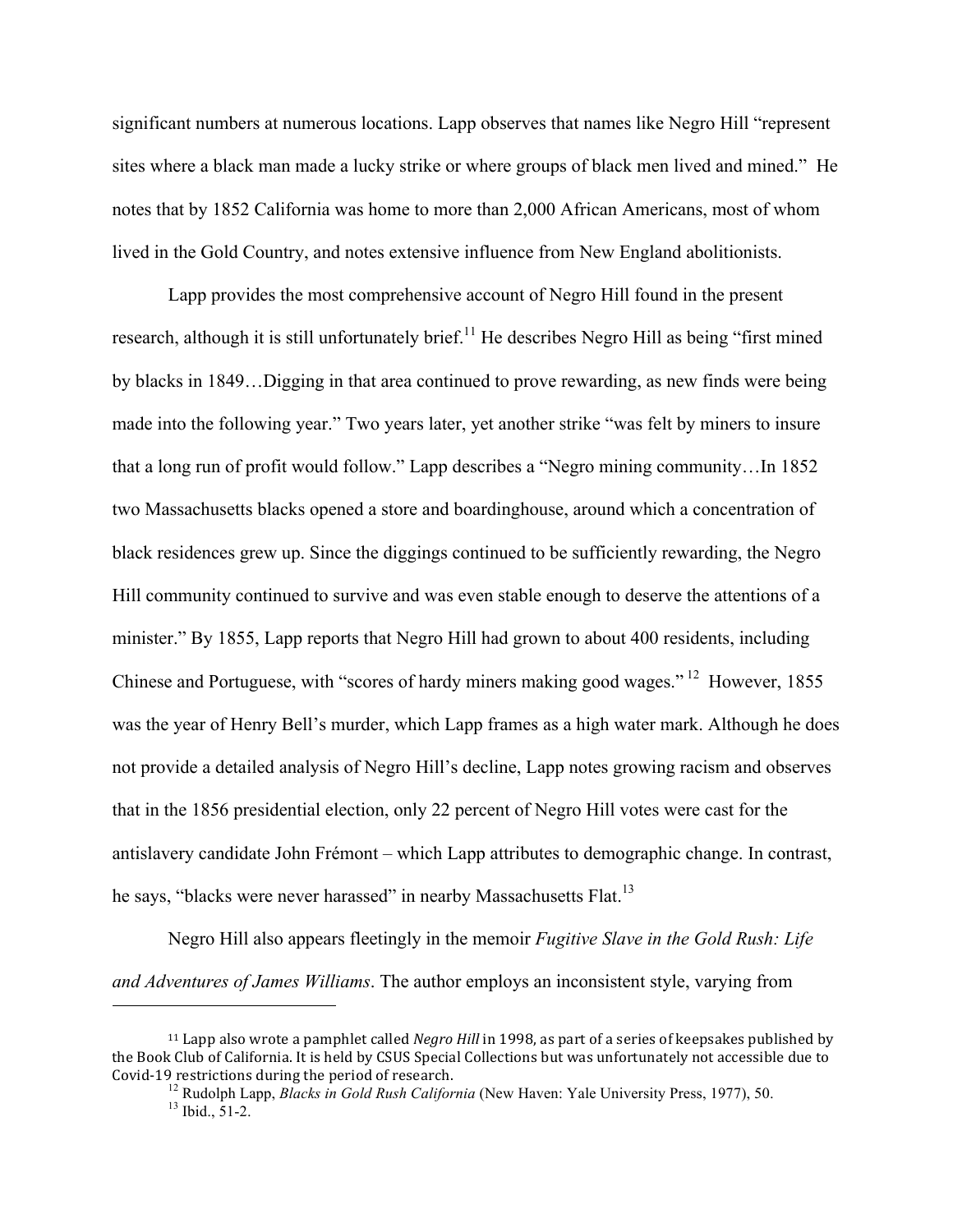significant numbers at numerous locations. Lapp observes that names like Negro Hill "represent sites where a black man made a lucky strike or where groups of black men lived and mined." He notes that by 1852 California was home to more than 2,000 African Americans, most of whom lived in the Gold Country, and notes extensive influence from New England abolitionists.

Lapp provides the most comprehensive account of Negro Hill found in the present research, although it is still unfortunately brief.[11] He describes Negro Hill as being "first mined by blacks in 1849…Digging in that area continued to prove rewarding, as new finds were being made into the following year." Two years later, yet another strike "was felt by miners to insure that a long run of profit would follow." Lapp describes a "Negro mining community…In 1852 two Massachusetts blacks opened a store and boardinghouse, around which a concentration of black residences grew up. Since the diggings continued to be sufficiently rewarding, the Negro Hill community continued to survive and was even stable enough to deserve the attentions of a minister." By 1855, Lapp reports that Negro Hill had grown to about 400 residents, including Chinese and Portuguese, with "scores of hardy miners making good wages."[12] However, 1855 was the year of Henry Bell's murder, which Lapp frames as a high water mark. Although he does not provide a detailed analysis of Negro Hill's decline, Lapp notes growing racism and observes that in the 1856 presidential election, only 22 percent of Negro Hill votes were cast for the antislavery candidate John Frémont – which Lapp attributes to demographic change. In contrast, he says, "blacks were never harassed" in nearby Massachusetts Flat.[13]

Negro Hill also appears fleetingly in the memoir *Fugitive Slave in the Gold Rush: Life and Adventures of James Williams*. The author employs an inconsistent style, varying from

---

[11] Lapp also wrote a pamphlet called *Negro Hill* in 1998, as part of a series of keepsakes published by the Book Club of California. It is held by CSUS Special Collections but was unfortunately not accessible due to Covid-19 restrictions during the period of research.

[12] Rudolph Lapp, *Blacks in Gold Rush California* (New Haven: Yale University Press, 1977), 50.

[13] Ibid., 51-2.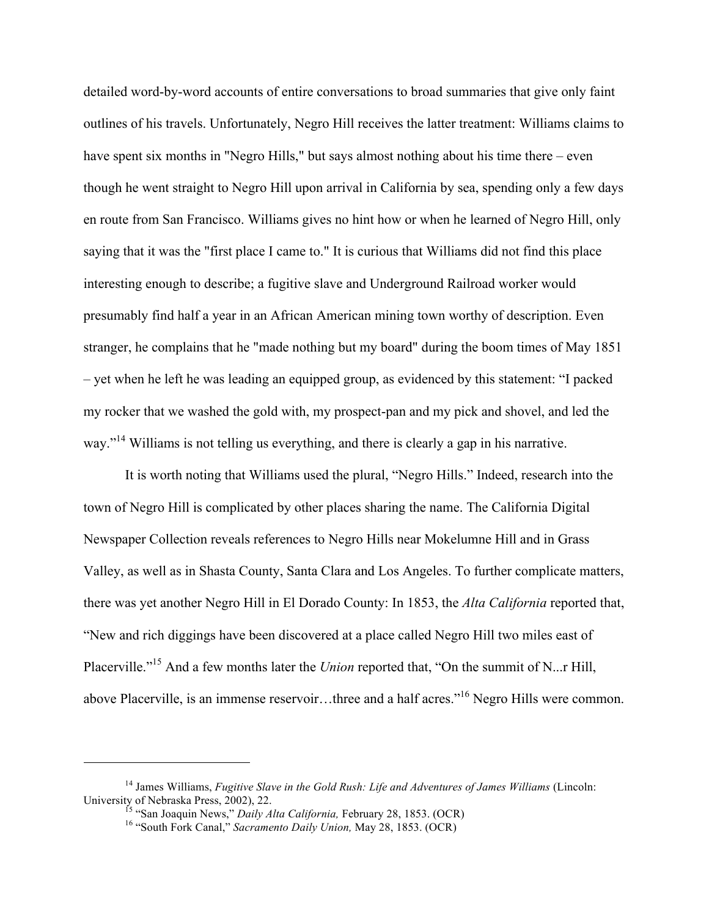detailed word-by-word accounts of entire conversations to broad summaries that give only faint outlines of his travels. Unfortunately, Negro Hill receives the latter treatment: Williams claims to have spent six months in "Negro Hills," but says almost nothing about his time there – even though he went straight to Negro Hill upon arrival in California by sea, spending only a few days en route from San Francisco. Williams gives no hint how or when he learned of Negro Hill, only saying that it was the "first place I came to." It is curious that Williams did not find this place interesting enough to describe; a fugitive slave and Underground Railroad worker would presumably find half a year in an African American mining town worthy of description. Even stranger, he complains that he "made nothing but my board" during the boom times of May 1851 – yet when he left he was leading an equipped group, as evidenced by this statement: "I packed my rocker that we washed the gold with, my prospect-pan and my pick and shovel, and led the way."[14] Williams is not telling us everything, and there is clearly a gap in his narrative.

It is worth noting that Williams used the plural, "Negro Hills." Indeed, research into the town of Negro Hill is complicated by other places sharing the name. The California Digital Newspaper Collection reveals references to Negro Hills near Mokelumne Hill and in Grass Valley, as well as in Shasta County, Santa Clara and Los Angeles. To further complicate matters, there was yet another Negro Hill in El Dorado County: In 1853, the *Alta California* reported that, "New and rich diggings have been discovered at a place called Negro Hill two miles east of Placerville."[15] And a few months later the *Union* reported that, "On the summit of N...r Hill, above Placerville, is an immense reservoir…three and a half acres."[16] Negro Hills were common.

---

[14] James Williams, *Fugitive Slave in the Gold Rush: Life and Adventures of James Williams* (Lincoln: University of Nebraska Press, 2002), 22.

[15] "San Joaquin News," *Daily Alta California,* February 28, 1853. (OCR)

[16] "South Fork Canal," *Sacramento Daily Union,* May 28, 1853. (OCR)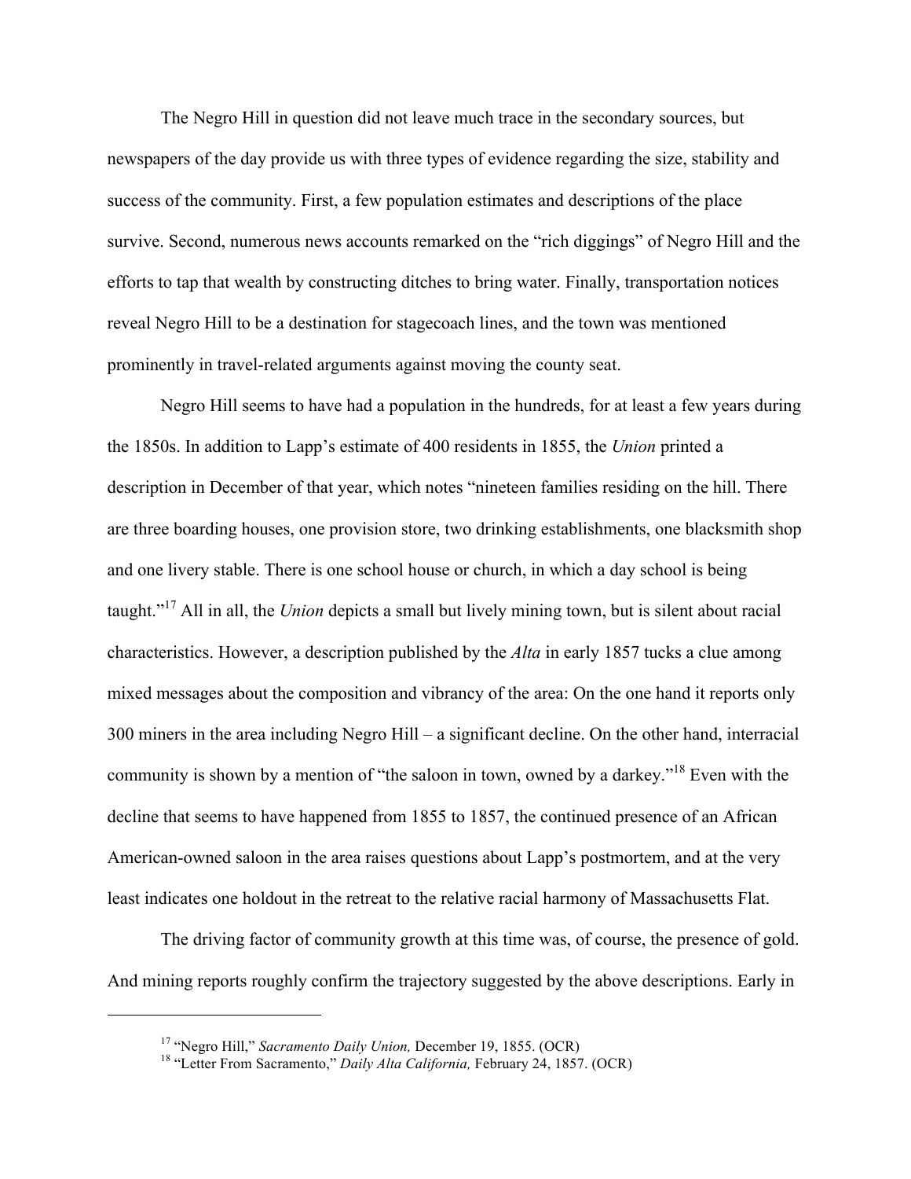The Negro Hill in question did not leave much trace in the secondary sources, but newspapers of the day provide us with three types of evidence regarding the size, stability and success of the community. First, a few population estimates and descriptions of the place survive. Second, numerous news accounts remarked on the "rich diggings" of Negro Hill and the efforts to tap that wealth by constructing ditches to bring water. Finally, transportation notices reveal Negro Hill to be a destination for stagecoach lines, and the town was mentioned prominently in travel-related arguments against moving the county seat.

Negro Hill seems to have had a population in the hundreds, for at least a few years during the 1850s. In addition to Lapp's estimate of 400 residents in 1855, the *Union* printed a description in December of that year, which notes "nineteen families residing on the hill. There are three boarding houses, one provision store, two drinking establishments, one blacksmith shop and one livery stable. There is one school house or church, in which a day school is being taught."[17] All in all, the *Union* depicts a small but lively mining town, but is silent about racial characteristics. However, a description published by the *Alta* in early 1857 tucks a clue among mixed messages about the composition and vibrancy of the area: On the one hand it reports only 300 miners in the area including Negro Hill – a significant decline. On the other hand, interracial community is shown by a mention of "the saloon in town, owned by a darkey."[18] Even with the decline that seems to have happened from 1855 to 1857, the continued presence of an African American-owned saloon in the area raises questions about Lapp's postmortem, and at the very least indicates one holdout in the retreat to the relative racial harmony of Massachusetts Flat.

The driving factor of community growth at this time was, of course, the presence of gold. And mining reports roughly confirm the trajectory suggested by the above descriptions. Early in

---

[17] "Negro Hill," *Sacramento Daily Union,* December 19, 1855. (OCR)

[18] "Letter From Sacramento," *Daily Alta California,* February 24, 1857. (OCR)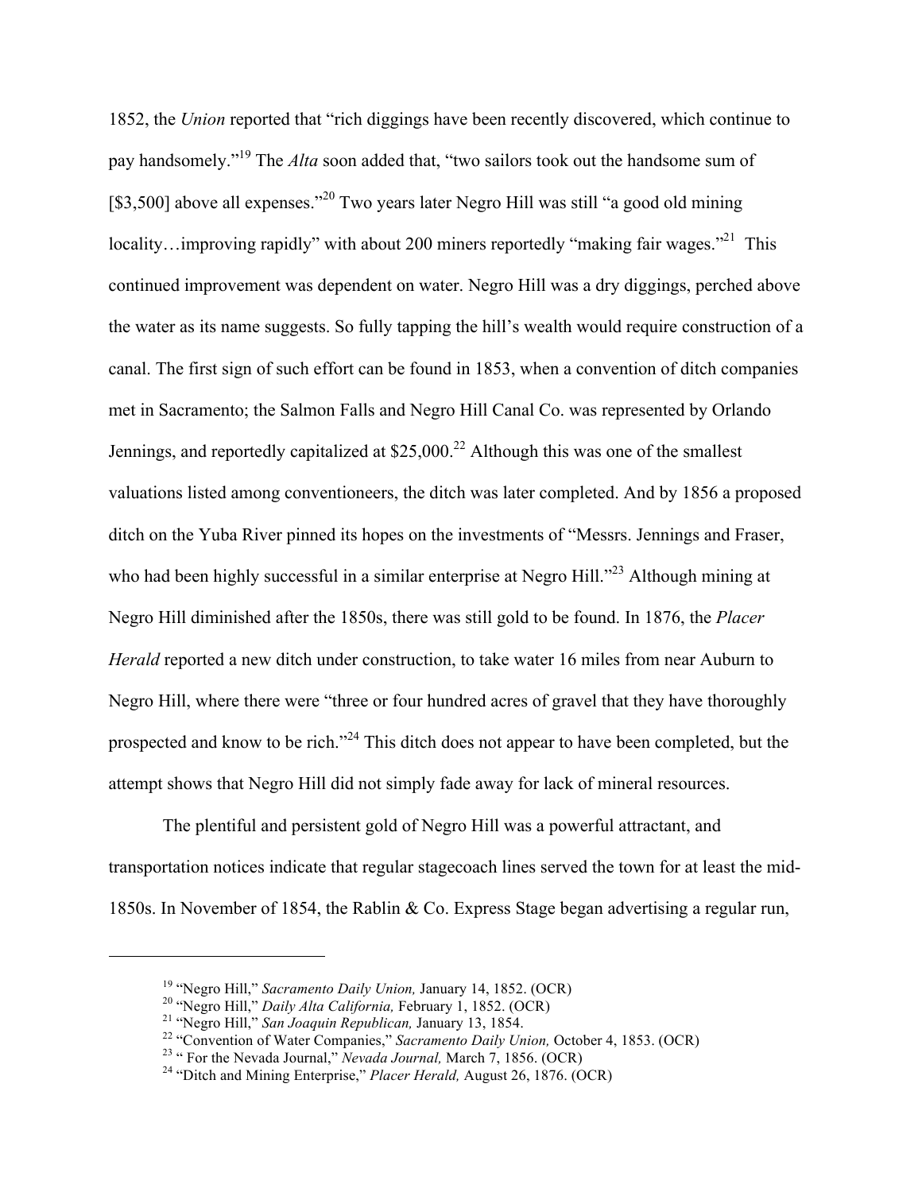1852, the *Union* reported that "rich diggings have been recently discovered, which continue to pay handsomely."[19] The *Alta* soon added that, "two sailors took out the handsome sum of [$3,500] above all expenses."[20] Two years later Negro Hill was still "a good old mining locality…improving rapidly" with about 200 miners reportedly "making fair wages."[21] This continued improvement was dependent on water. Negro Hill was a dry diggings, perched above the water as its name suggests. So fully tapping the hill's wealth would require construction of a canal. The first sign of such effort can be found in 1853, when a convention of ditch companies met in Sacramento; the Salmon Falls and Negro Hill Canal Co. was represented by Orlando Jennings, and reportedly capitalized at $25,000.[22] Although this was one of the smallest valuations listed among conventioneers, the ditch was later completed. And by 1856 a proposed ditch on the Yuba River pinned its hopes on the investments of "Messrs. Jennings and Fraser, who had been highly successful in a similar enterprise at Negro Hill."[23] Although mining at Negro Hill diminished after the 1850s, there was still gold to be found. In 1876, the *Placer Herald* reported a new ditch under construction, to take water 16 miles from near Auburn to Negro Hill, where there were "three or four hundred acres of gravel that they have thoroughly prospected and know to be rich."[24] This ditch does not appear to have been completed, but the attempt shows that Negro Hill did not simply fade away for lack of mineral resources.

The plentiful and persistent gold of Negro Hill was a powerful attractant, and transportation notices indicate that regular stagecoach lines served the town for at least the mid-1850s. In November of 1854, the Rablin & Co. Express Stage began advertising a regular run,

---

[19] "Negro Hill," *Sacramento Daily Union,* January 14, 1852. (OCR)

[20] "Negro Hill," *Daily Alta California,* February 1, 1852. (OCR)

[21] "Negro Hill," *San Joaquin Republican,* January 13, 1854.

[22] "Convention of Water Companies," *Sacramento Daily Union,* October 4, 1853. (OCR)

[23] " For the Nevada Journal," *Nevada Journal,* March 7, 1856. (OCR)

[24] "Ditch and Mining Enterprise," *Placer Herald,* August 26, 1876. (OCR)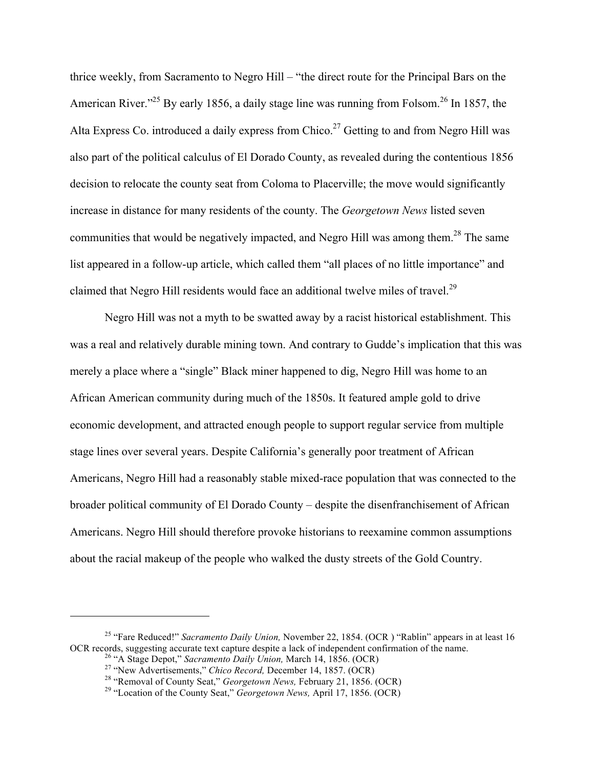thrice weekly, from Sacramento to Negro Hill – "the direct route for the Principal Bars on the American River."[25] By early 1856, a daily stage line was running from Folsom.[26] In 1857, the Alta Express Co. introduced a daily express from Chico.[27] Getting to and from Negro Hill was also part of the political calculus of El Dorado County, as revealed during the contentious 1856 decision to relocate the county seat from Coloma to Placerville; the move would significantly increase in distance for many residents of the county. The *Georgetown News* listed seven communities that would be negatively impacted, and Negro Hill was among them.[28] The same list appeared in a follow-up article, which called them "all places of no little importance" and claimed that Negro Hill residents would face an additional twelve miles of travel.[29]

Negro Hill was not a myth to be swatted away by a racist historical establishment. This was a real and relatively durable mining town. And contrary to Gudde's implication that this was merely a place where a "single" Black miner happened to dig, Negro Hill was home to an African American community during much of the 1850s. It featured ample gold to drive economic development, and attracted enough people to support regular service from multiple stage lines over several years. Despite California's generally poor treatment of African Americans, Negro Hill had a reasonably stable mixed-race population that was connected to the broader political community of El Dorado County – despite the disenfranchisement of African Americans. Negro Hill should therefore provoke historians to reexamine common assumptions about the racial makeup of the people who walked the dusty streets of the Gold Country.

---

[25] "Fare Reduced!" *Sacramento Daily Union,* November 22, 1854. (OCR ) "Rablin" appears in at least 16 OCR records, suggesting accurate text capture despite a lack of independent confirmation of the name.

[26] "A Stage Depot," *Sacramento Daily Union,* March 14, 1856. (OCR)

[27] "New Advertisements," *Chico Record,* December 14, 1857. (OCR)

[28] "Removal of County Seat," *Georgetown News,* February 21, 1856. (OCR)

[29] "Location of the County Seat," *Georgetown News,* April 17, 1856. (OCR)